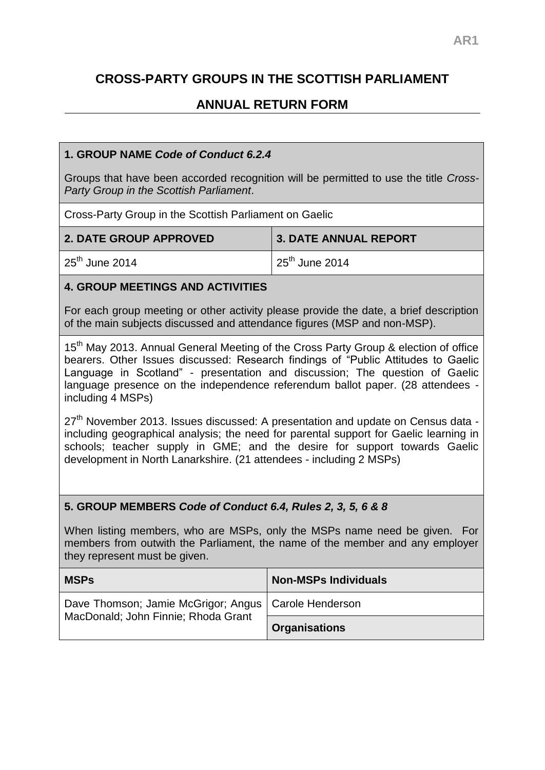AR1

# CROSS-PARTY GROUPS IN THE SCOTTISH PARLIAMENT

## ANNUAL RETURN FORM

**1. GROUP NAME *Code of Conduct 6.2.4***

Groups that have been accorded recognition will be permitted to use the title *Cross-Party Group in the Scottish Parliament*.

Cross-Party Group in the Scottish Parliament on Gaelic

| 2. DATE GROUP APPROVED | 3. DATE ANNUAL REPORT |
|---|---|
| 25th June 2014 | 25th June 2014 |

**4. GROUP MEETINGS AND ACTIVITIES**

For each group meeting or other activity please provide the date, a brief description of the main subjects discussed and attendance figures (MSP and non-MSP).

15th May 2013. Annual General Meeting of the Cross Party Group & election of office bearers. Other Issues discussed: Research findings of "Public Attitudes to Gaelic Language in Scotland" - presentation and discussion; The question of Gaelic language presence on the independence referendum ballot paper. (28 attendees - including 4 MSPs)

27th November 2013. Issues discussed: A presentation and update on Census data - including geographical analysis; the need for parental support for Gaelic learning in schools; teacher supply in GME; and the desire for support towards Gaelic development in North Lanarkshire. (21 attendees - including 2 MSPs)

**5. GROUP MEMBERS *Code of Conduct 6.4, Rules 2, 3, 5, 6 & 8***

When listing members, who are MSPs, only the MSPs name need be given. For members from outwith the Parliament, the name of the member and any employer they represent must be given.

| MSPs | Non-MSPs Individuals |
|---|---|
| Dave Thomson; Jamie McGrigor; Angus MacDonald; John Finnie; Rhoda Grant | Carole Henderson |
| | **Organisations** |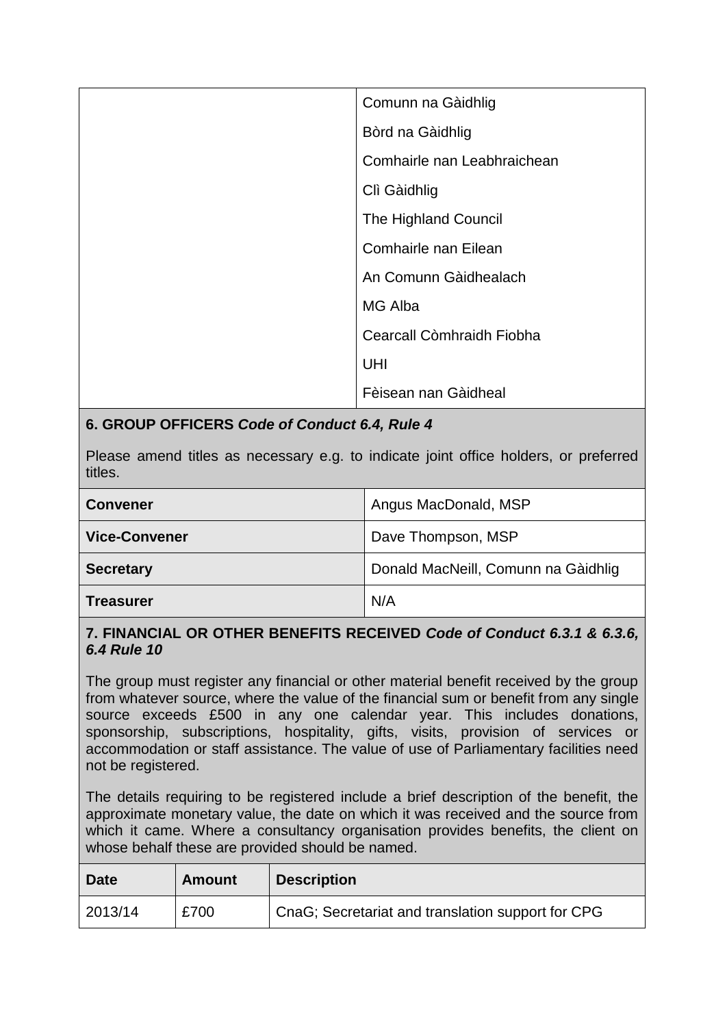| | |
|---|---|
| | Comunn na Gàidhlig |
| | Bòrd na Gàidhlig |
| | Comhairle nan Leabhraichean |
| | Clì Gàidhlig |
| | The Highland Council |
| | Comhairle nan Eilean |
| | An Comunn Gàidhealach |
| | MG Alba |
| | Cearcall Còmhraidh Fiobha |
| | UHI |
| | Fèisean nan Gàidheal |

## 6. GROUP OFFICERS *Code of Conduct 6.4, Rule 4*

Please amend titles as necessary e.g. to indicate joint office holders, or preferred titles.

| | |
|---|---|
| **Convener** | Angus MacDonald, MSP |
| **Vice-Convener** | Dave Thompson, MSP |
| **Secretary** | Donald MacNeill, Comunn na Gàidhlig |
| **Treasurer** | N/A |

## 7. FINANCIAL OR OTHER BENEFITS RECEIVED *Code of Conduct 6.3.1 & 6.3.6, 6.4 Rule 10*

The group must register any financial or other material benefit received by the group from whatever source, where the value of the financial sum or benefit from any single source exceeds £500 in any one calendar year. This includes donations, sponsorship, subscriptions, hospitality, gifts, visits, provision of services or accommodation or staff assistance. The value of use of Parliamentary facilities need not be registered.

The details requiring to be registered include a brief description of the benefit, the approximate monetary value, the date on which it was received and the source from which it came. Where a consultancy organisation provides benefits, the client on whose behalf these are provided should be named.

| Date | Amount | Description |
|---|---|---|
| 2013/14 | £700 | CnaG; Secretariat and translation support for CPG |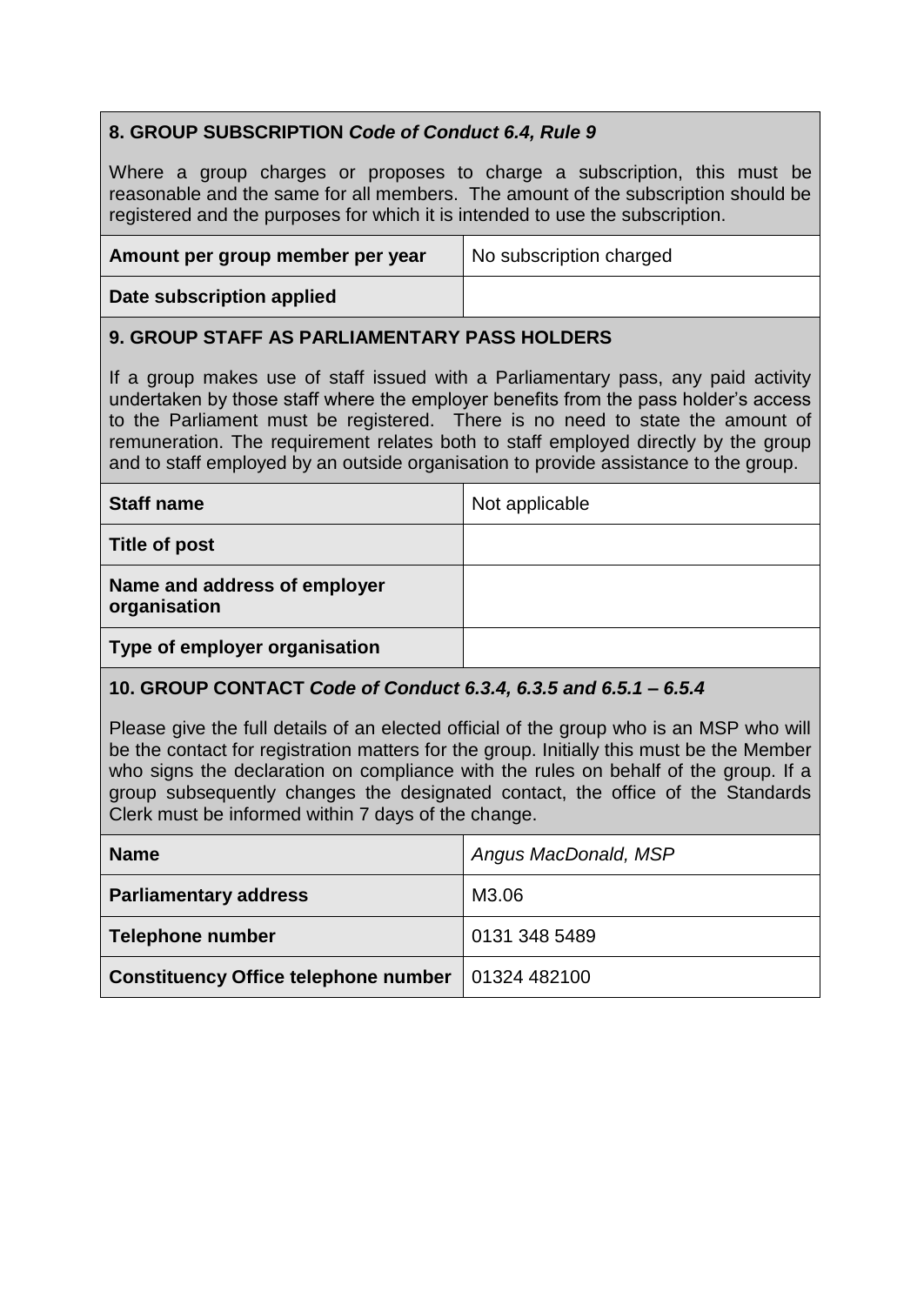## 8. GROUP SUBSCRIPTION *Code of Conduct 6.4, Rule 9*

Where a group charges or proposes to charge a subscription, this must be reasonable and the same for all members. The amount of the subscription should be registered and the purposes for which it is intended to use the subscription.

| | |
|---|---|
| **Amount per group member per year** | No subscription charged |
| **Date subscription applied** | |

## 9. GROUP STAFF AS PARLIAMENTARY PASS HOLDERS

If a group makes use of staff issued with a Parliamentary pass, any paid activity undertaken by those staff where the employer benefits from the pass holder's access to the Parliament must be registered. There is no need to state the amount of remuneration. The requirement relates both to staff employed directly by the group and to staff employed by an outside organisation to provide assistance to the group.

| | |
|---|---|
| **Staff name** | Not applicable |
| **Title of post** | |
| **Name and address of employer organisation** | |
| **Type of employer organisation** | |

## 10. GROUP CONTACT *Code of Conduct 6.3.4, 6.3.5 and 6.5.1 – 6.5.4*

Please give the full details of an elected official of the group who is an MSP who will be the contact for registration matters for the group. Initially this must be the Member who signs the declaration on compliance with the rules on behalf of the group. If a group subsequently changes the designated contact, the office of the Standards Clerk must be informed within 7 days of the change.

| | |
|---|---|
| **Name** | *Angus MacDonald, MSP* |
| **Parliamentary address** | M3.06 |
| **Telephone number** | 0131 348 5489 |
| **Constituency Office telephone number** | 01324 482100 |